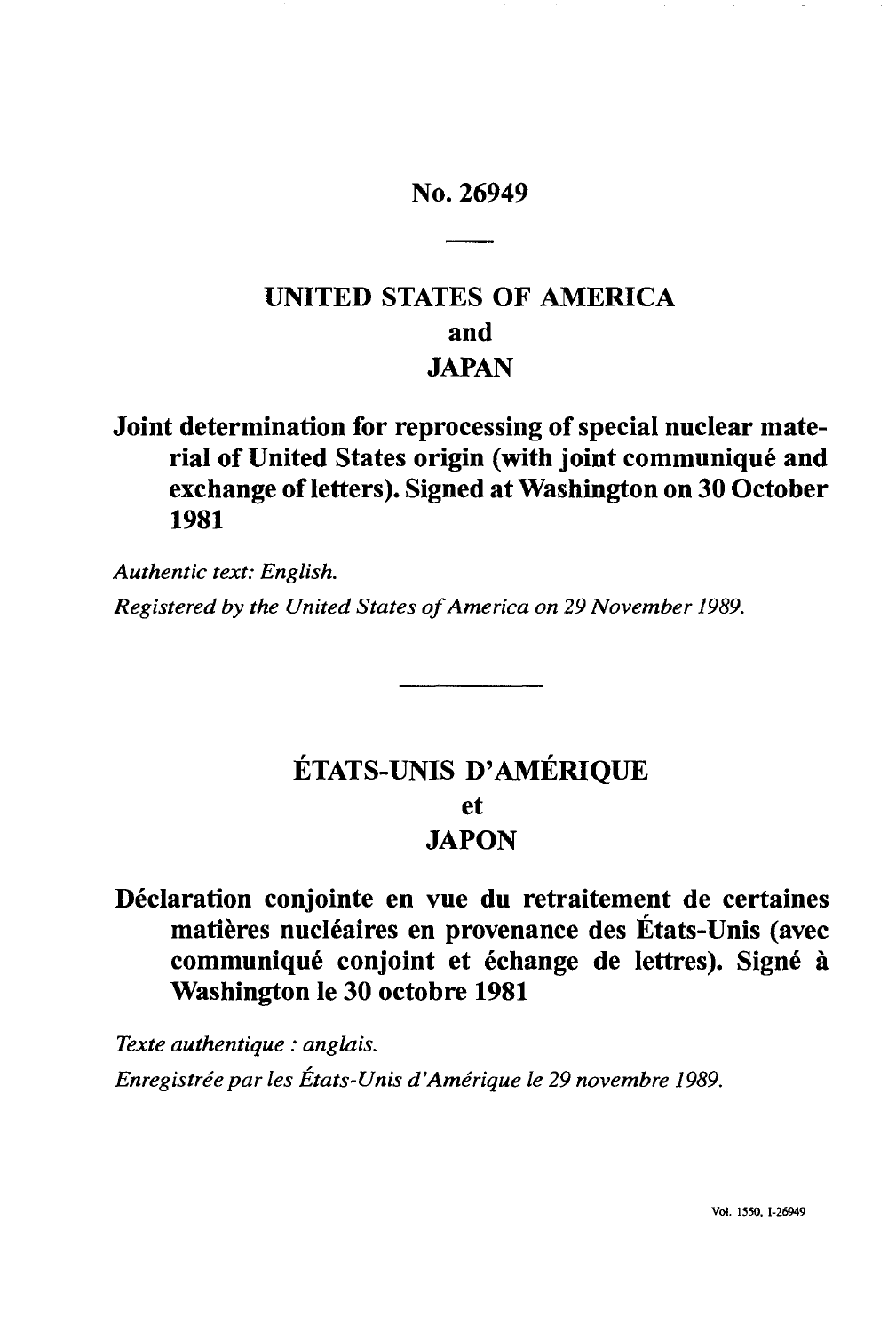# No. 26949

## UNITED STATES OF AMERICA
## and
## JAPAN

**Joint determination for reprocessing of special nuclear material of United States origin (with joint communiqué and exchange of letters). Signed at Washington on 30 October 1981**

*Authentic text: English.*

*Registered by the United States of America on 29 November 1989.*

## ÉTATS-UNIS D'AMÉRIQUE
## et
## JAPON

**Déclaration conjointe en vue du retraitement de certaines matières nucléaires en provenance des États-Unis (avec communiqué conjoint et échange de lettres). Signé à Washington le 30 octobre 1981**

*Texte authentique : anglais.*

*Enregistrée par les États-Unis d'Amérique le 29 novembre 1989.*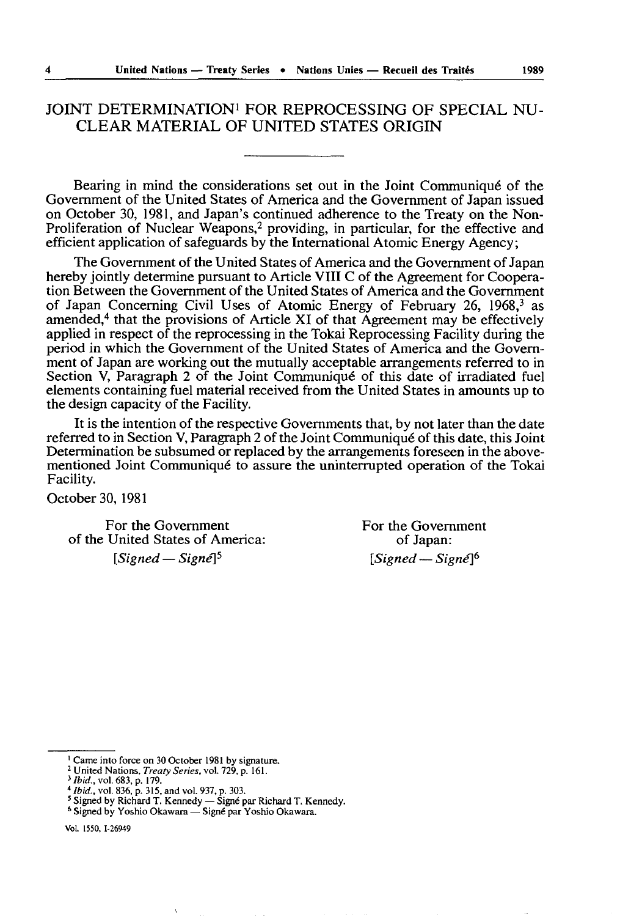# JOINT DETERMINATION[1] FOR REPROCESSING OF SPECIAL NUCLEAR MATERIAL OF UNITED STATES ORIGIN

Bearing in mind the considerations set out in the Joint Communiqué of the Government of the United States of America and the Government of Japan issued on October 30, 1981, and Japan's continued adherence to the Treaty on the Non-Proliferation of Nuclear Weapons,[2] providing, in particular, for the effective and efficient application of safeguards by the International Atomic Energy Agency;

The Government of the United States of America and the Government of Japan hereby jointly determine pursuant to Article VIII C of the Agreement for Cooperation Between the Government of the United States of America and the Government of Japan Concerning Civil Uses of Atomic Energy of February 26, 1968,[3] as amended,[4] that the provisions of Article XI of that Agreement may be effectively applied in respect of the reprocessing in the Tokai Reprocessing Facility during the period in which the Government of the United States of America and the Government of Japan are working out the mutually acceptable arrangements referred to in Section V, Paragraph 2 of the Joint Communiqué of this date of irradiated fuel elements containing fuel material received from the United States in amounts up to the design capacity of the Facility.

It is the intention of the respective Governments that, by not later than the date referred to in Section V, Paragraph 2 of the Joint Communiqué of this date, this Joint Determination be subsumed or replaced by the arrangements foreseen in the above-mentioned Joint Communiqué to assure the uninterrupted operation of the Tokai Facility.

October 30, 1981

For the Government of the United States of America:

*[Signed — Signé]*[5]

For the Government of Japan:

*[Signed — Signé]*[6]

---

[1] Came into force on 30 October 1981 by signature.

[2] United Nations, *Treaty Series*, vol. 729, p. 161.

[3] *Ibid.*, vol. 683, p. 179.

[4] *Ibid.*, vol. 836, p. 315, and vol. 937, p. 303.

[5] Signed by Richard T. Kennedy — Signé par Richard T. Kennedy.

[6] Signed by Yoshio Okawara — Signé par Yoshio Okawara.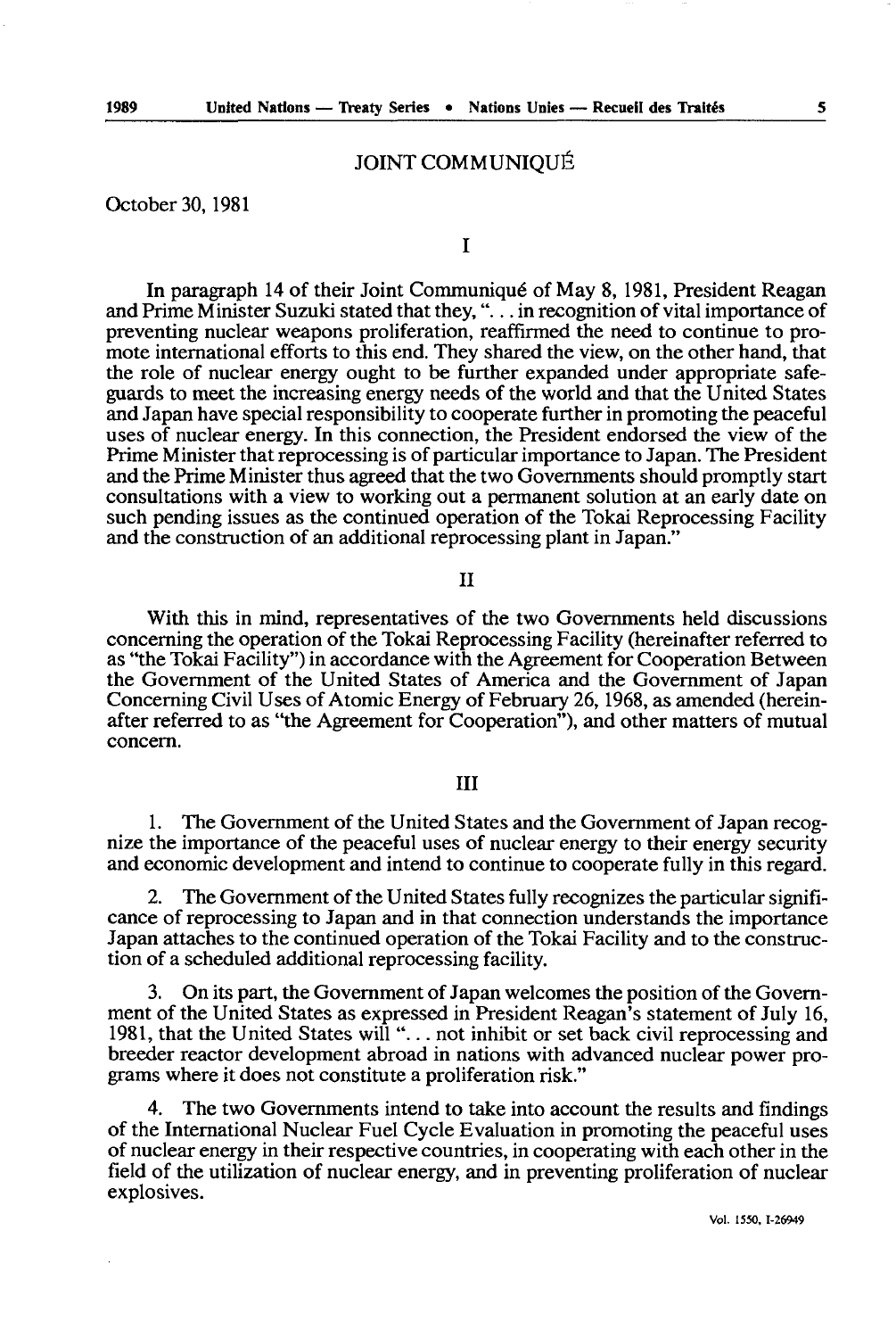## JOINT COMMUNIQUÉ

October 30, 1981

I

In paragraph 14 of their Joint Communiqué of May 8, 1981, President Reagan and Prime Minister Suzuki stated that they, "... in recognition of vital importance of preventing nuclear weapons proliferation, reaffirmed the need to continue to promote international efforts to this end. They shared the view, on the other hand, that the role of nuclear energy ought to be further expanded under appropriate safeguards to meet the increasing energy needs of the world and that the United States and Japan have special responsibility to cooperate further in promoting the peaceful uses of nuclear energy. In this connection, the President endorsed the view of the Prime Minister that reprocessing is of particular importance to Japan. The President and the Prime Minister thus agreed that the two Governments should promptly start consultations with a view to working out a permanent solution at an early date on such pending issues as the continued operation of the Tokai Reprocessing Facility and the construction of an additional reprocessing plant in Japan."

II

With this in mind, representatives of the two Governments held discussions concerning the operation of the Tokai Reprocessing Facility (hereinafter referred to as "the Tokai Facility") in accordance with the Agreement for Cooperation Between the Government of the United States of America and the Government of Japan Concerning Civil Uses of Atomic Energy of February 26, 1968, as amended (hereinafter referred to as "the Agreement for Cooperation"), and other matters of mutual concern.

III

1. The Government of the United States and the Government of Japan recognize the importance of the peaceful uses of nuclear energy to their energy security and economic development and intend to continue to cooperate fully in this regard.

2. The Government of the United States fully recognizes the particular significance of reprocessing to Japan and in that connection understands the importance Japan attaches to the continued operation of the Tokai Facility and to the construction of a scheduled additional reprocessing facility.

3. On its part, the Government of Japan welcomes the position of the Government of the United States as expressed in President Reagan's statement of July 16, 1981, that the United States will "... not inhibit or set back civil reprocessing and breeder reactor development abroad in nations with advanced nuclear power programs where it does not constitute a proliferation risk."

4. The two Governments intend to take into account the results and findings of the International Nuclear Fuel Cycle Evaluation in promoting the peaceful uses of nuclear energy in their respective countries, in cooperating with each other in the field of the utilization of nuclear energy, and in preventing proliferation of nuclear explosives.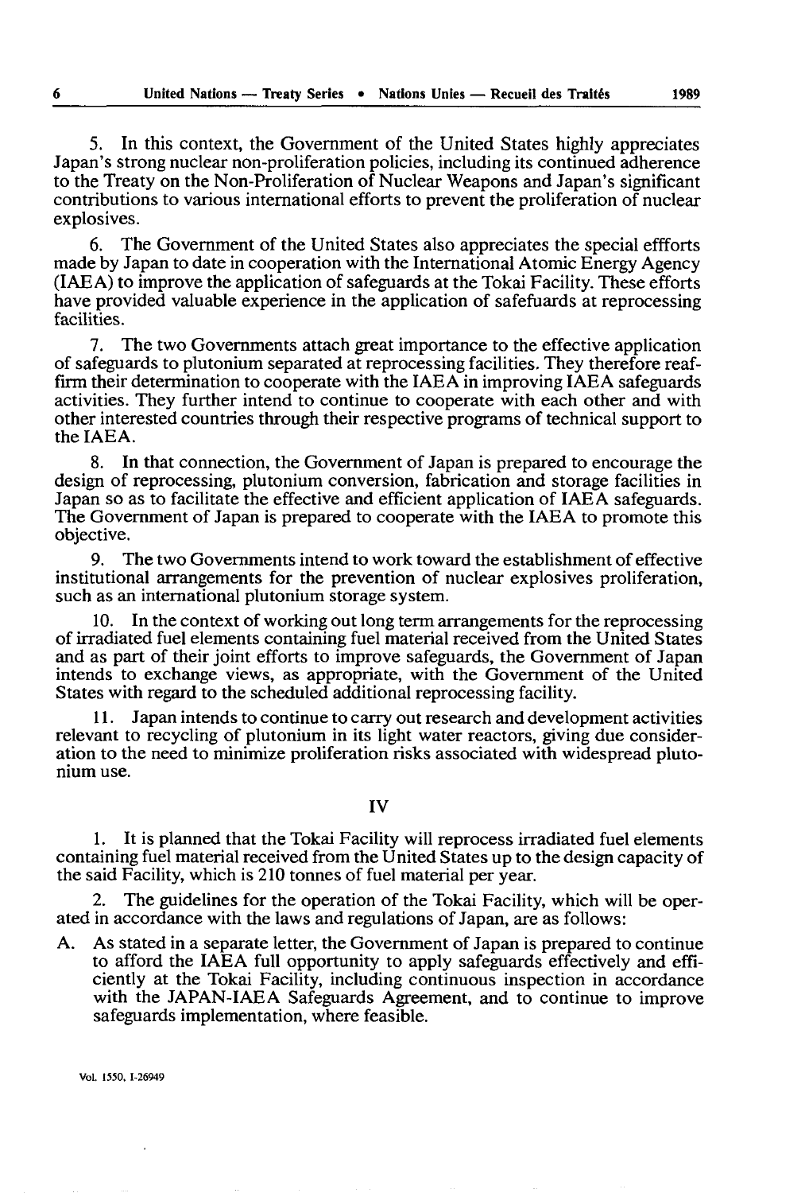5. In this context, the Government of the United States highly appreciates Japan's strong nuclear non-proliferation policies, including its continued adherence to the Treaty on the Non-Proliferation of Nuclear Weapons and Japan's significant contributions to various international efforts to prevent the proliferation of nuclear explosives.

6. The Government of the United States also appreciates the special effforts made by Japan to date in cooperation with the International Atomic Energy Agency (IAEA) to improve the application of safeguards at the Tokai Facility. These efforts have provided valuable experience in the application of safefuards at reprocessing facilities.

7. The two Governments attach great importance to the effective application of safeguards to plutonium separated at reprocessing facilities. They therefore reaffirm their determination to cooperate with the IAEA in improving IAEA safeguards activities. They further intend to continue to cooperate with each other and with other interested countries through their respective programs of technical support to the IAEA.

8. In that connection, the Government of Japan is prepared to encourage the design of reprocessing, plutonium conversion, fabrication and storage facilities in Japan so as to facilitate the effective and efficient application of IAEA safeguards. The Government of Japan is prepared to cooperate with the IAEA to promote this objective.

9. The two Governments intend to work toward the establishment of effective institutional arrangements for the prevention of nuclear explosives proliferation, such as an international plutonium storage system.

10. In the context of working out long term arrangements for the reprocessing of irradiated fuel elements containing fuel material received from the United States and as part of their joint efforts to improve safeguards, the Government of Japan intends to exchange views, as appropriate, with the Government of the United States with regard to the scheduled additional reprocessing facility.

11. Japan intends to continue to carry out research and development activities relevant to recycling of plutonium in its light water reactors, giving due consideration to the need to minimize proliferation risks associated with widespread plutonium use.

## IV

1. It is planned that the Tokai Facility will reprocess irradiated fuel elements containing fuel material received from the United States up to the design capacity of the said Facility, which is 210 tonnes of fuel material per year.

2. The guidelines for the operation of the Tokai Facility, which will be operated in accordance with the laws and regulations of Japan, are as follows:

A. As stated in a separate letter, the Government of Japan is prepared to continue to afford the IAEA full opportunity to apply safeguards effectively and efficiently at the Tokai Facility, including continuous inspection in accordance with the JAPAN-IAEA Safeguards Agreement, and to continue to improve safeguards implementation, where feasible.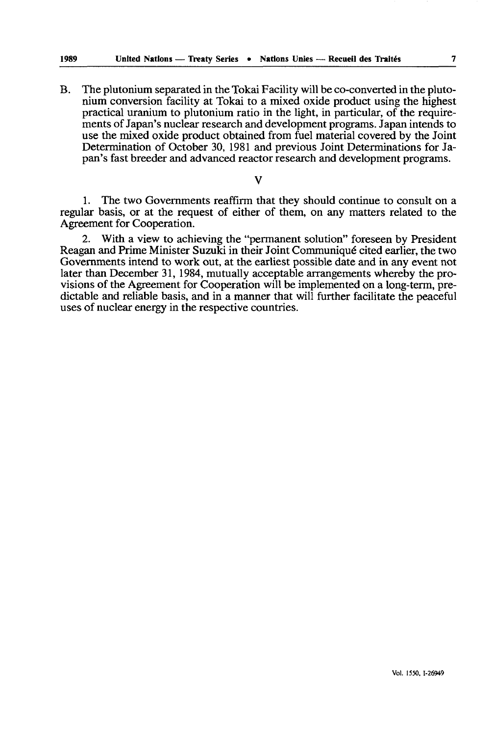B. The plutonium separated in the Tokai Facility will be co-converted in the plutonium conversion facility at Tokai to a mixed oxide product using the highest practical uranium to plutonium ratio in the light, in particular, of the requirements of Japan's nuclear research and development programs. Japan intends to use the mixed oxide product obtained from fuel material covered by the Joint Determination of October 30, 1981 and previous Joint Determinations for Japan's fast breeder and advanced reactor research and development programs.

V

1. The two Governments reaffirm that they should continue to consult on a regular basis, or at the request of either of them, on any matters related to the Agreement for Cooperation.

2. With a view to achieving the "permanent solution" foreseen by President Reagan and Prime Minister Suzuki in their Joint Communiqué cited earlier, the two Governments intend to work out, at the earliest possible date and in any event not later than December 31, 1984, mutually acceptable arrangements whereby the provisions of the Agreement for Cooperation will be implemented on a long-term, predictable and reliable basis, and in a manner that will further facilitate the peaceful uses of nuclear energy in the respective countries.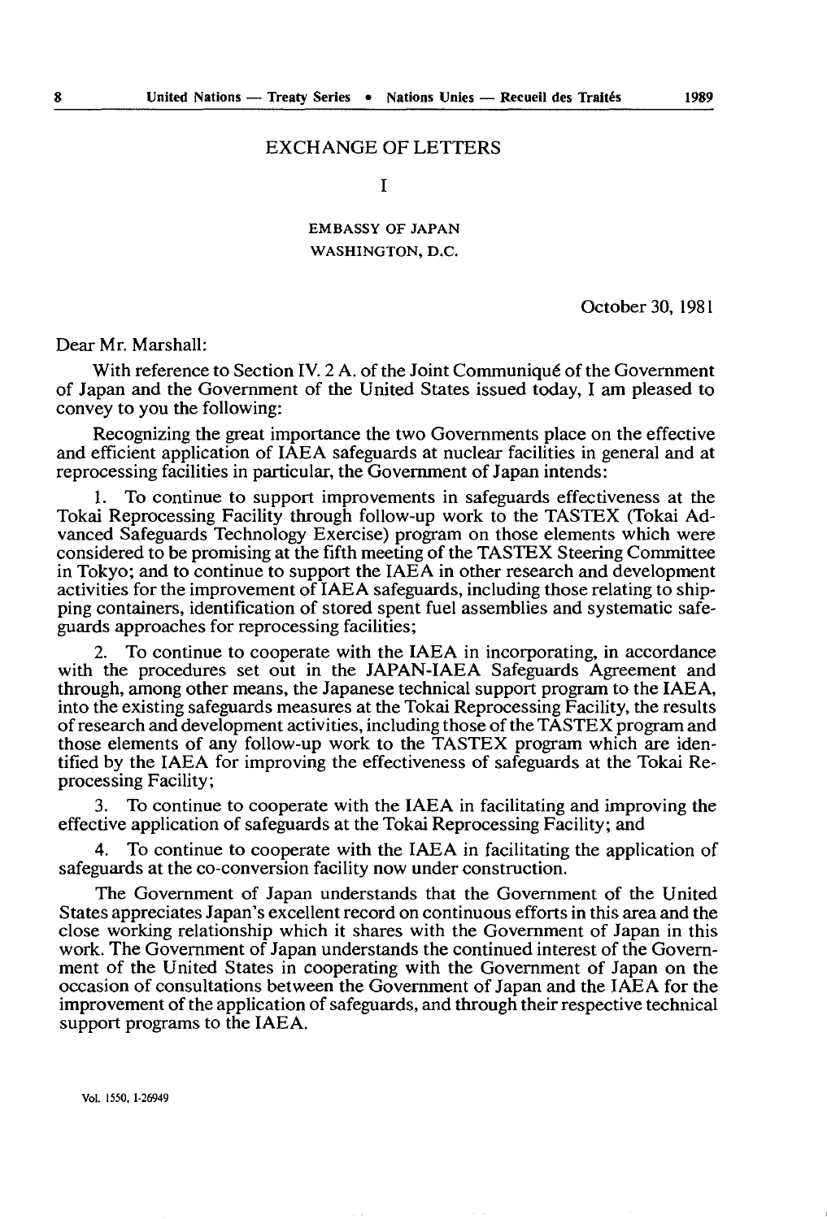## EXCHANGE OF LETTERS

I

EMBASSY OF JAPAN
WASHINGTON, D.C.

October 30, 1981

Dear Mr. Marshall:

With reference to Section IV. 2 A. of the Joint Communiqué of the Government of Japan and the Government of the United States issued today, I am pleased to convey to you the following:

Recognizing the great importance the two Governments place on the effective and efficient application of IAEA safeguards at nuclear facilities in general and at reprocessing facilities in particular, the Government of Japan intends:

1. To continue to support improvements in safeguards effectiveness at the Tokai Reprocessing Facility through follow-up work to the TASTEX (Tokai Advanced Safeguards Technology Exercise) program on those elements which were considered to be promising at the fifth meeting of the TASTEX Steering Committee in Tokyo; and to continue to support the IAEA in other research and development activities for the improvement of IAEA safeguards, including those relating to shipping containers, identification of stored spent fuel assemblies and systematic safeguards approaches for reprocessing facilities;

2. To continue to cooperate with the IAEA in incorporating, in accordance with the procedures set out in the JAPAN-IAEA Safeguards Agreement and through, among other means, the Japanese technical support program to the IAEA, into the existing safeguards measures at the Tokai Reprocessing Facility, the results of research and development activities, including those of the TASTEX program and those elements of any follow-up work to the TASTEX program which are identified by the IAEA for improving the effectiveness of safeguards at the Tokai Reprocessing Facility;

3. To continue to cooperate with the IAEA in facilitating and improving the effective application of safeguards at the Tokai Reprocessing Facility; and

4. To continue to cooperate with the IAEA in facilitating the application of safeguards at the co-conversion facility now under construction.

The Government of Japan understands that the Government of the United States appreciates Japan's excellent record on continuous efforts in this area and the close working relationship which it shares with the Government of Japan in this work. The Government of Japan understands the continued interest of the Government of the United States in cooperating with the Government of Japan on the occasion of consultations between the Government of Japan and the IAEA for the improvement of the application of safeguards, and through their respective technical support programs to the IAEA.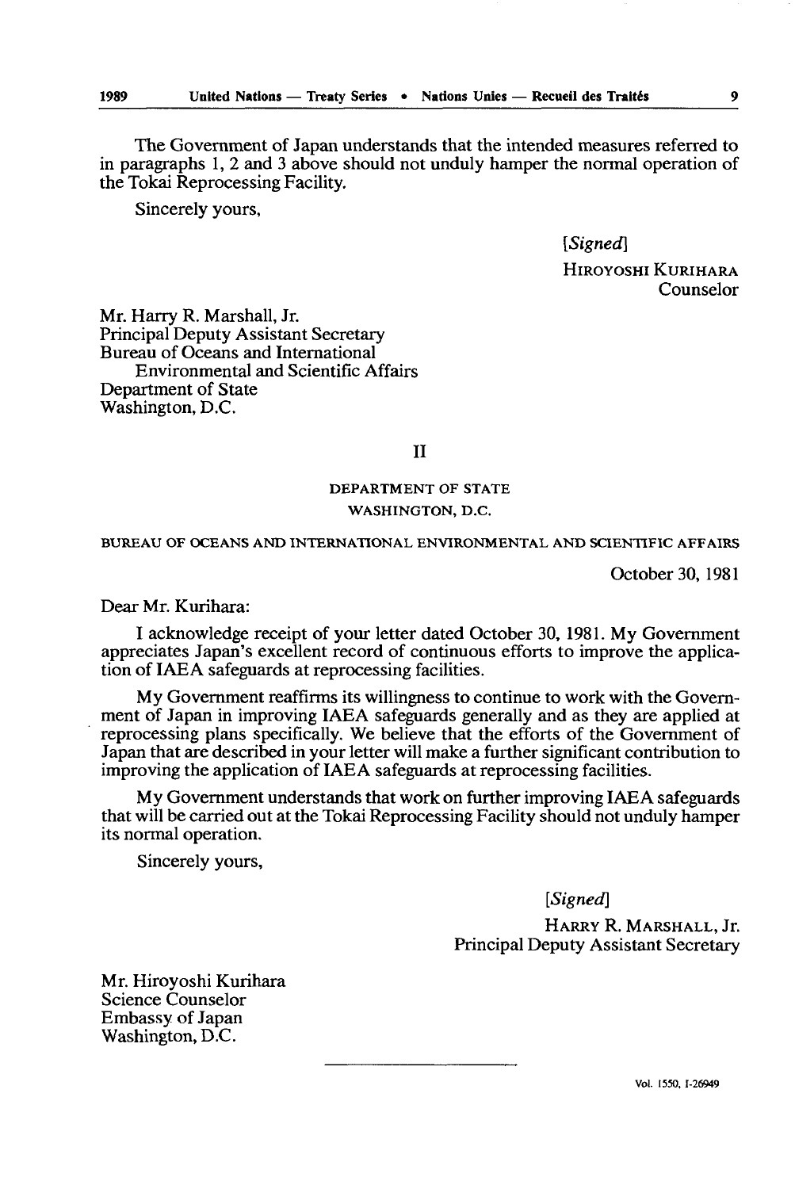The Government of Japan understands that the intended measures referred to in paragraphs 1, 2 and 3 above should not unduly hamper the normal operation of the Tokai Reprocessing Facility.

Sincerely yours,

[*Signed*]

HIROYOSHI KURIHARA
Counselor

Mr. Harry R. Marshall, Jr.
Principal Deputy Assistant Secretary
Bureau of Oceans and International
Environmental and Scientific Affairs
Department of State
Washington, D.C.

II

DEPARTMENT OF STATE
WASHINGTON, D.C.

BUREAU OF OCEANS AND INTERNATIONAL ENVIRONMENTAL AND SCIENTIFIC AFFAIRS

October 30, 1981

Dear Mr. Kurihara:

I acknowledge receipt of your letter dated October 30, 1981. My Government appreciates Japan's excellent record of continuous efforts to improve the application of IAEA safeguards at reprocessing facilities.

My Government reaffirms its willingness to continue to work with the Government of Japan in improving IAEA safeguards generally and as they are applied at reprocessing plans specifically. We believe that the efforts of the Government of Japan that are described in your letter will make a further significant contribution to improving the application of IAEA safeguards at reprocessing facilities.

My Government understands that work on further improving IAEA safeguards that will be carried out at the Tokai Reprocessing Facility should not unduly hamper its normal operation.

Sincerely yours,

[*Signed*]

HARRY R. MARSHALL, Jr.
Principal Deputy Assistant Secretary

Mr. Hiroyoshi Kurihara
Science Counselor
Embassy of Japan
Washington, D.C.